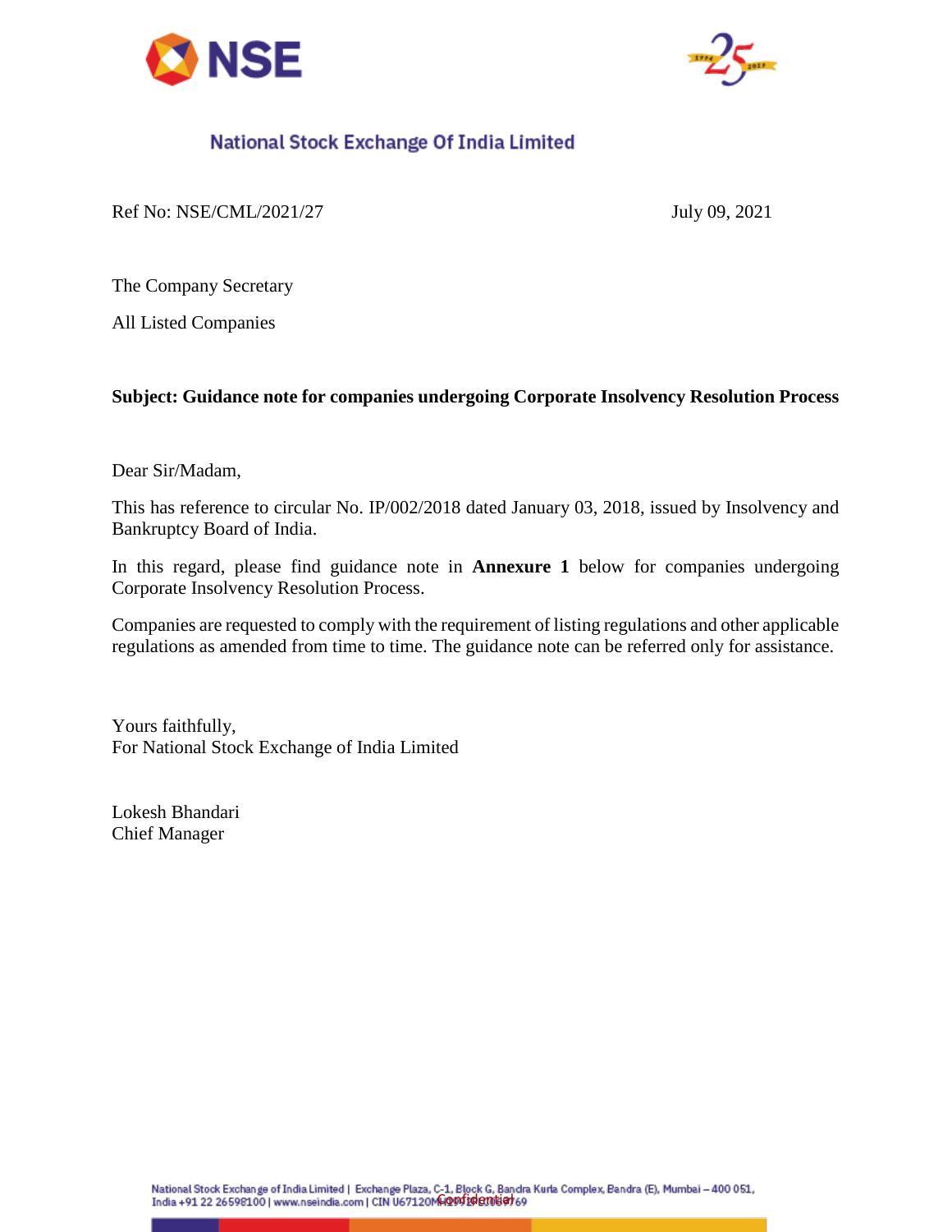# National Stock Exchange Of India Limited

Ref No: NSE/CML/2021/27

July 09, 2021

The Company Secretary

All Listed Companies

**Subject: Guidance note for companies undergoing Corporate Insolvency Resolution Process**

Dear Sir/Madam,

This has reference to circular No. IP/002/2018 dated January 03, 2018, issued by Insolvency and Bankruptcy Board of India.

In this regard, please find guidance note in **Annexure 1** below for companies undergoing Corporate Insolvency Resolution Process.

Companies are requested to comply with the requirement of listing regulations and other applicable regulations as amended from time to time. The guidance note can be referred only for assistance.

Yours faithfully,
For National Stock Exchange of India Limited

Lokesh Bhandari
Chief Manager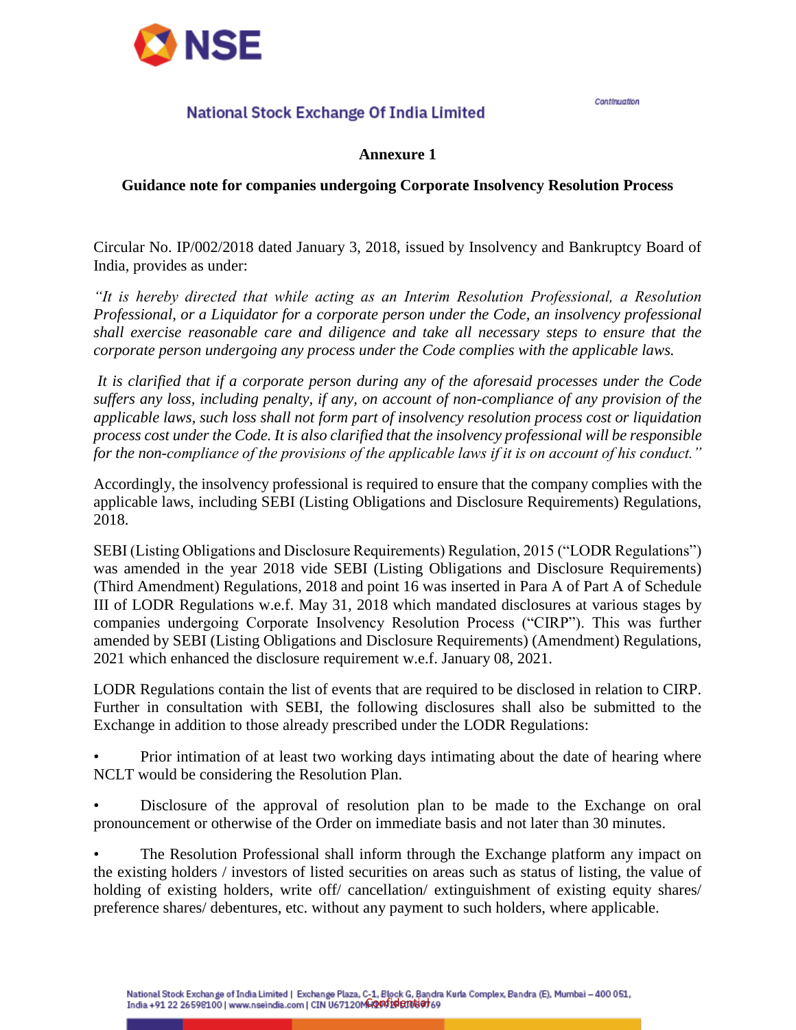**Annexure 1**

**Guidance note for companies undergoing Corporate Insolvency Resolution Process**

Circular No. IP/002/2018 dated January 3, 2018, issued by Insolvency and Bankruptcy Board of India, provides as under:

*"It is hereby directed that while acting as an Interim Resolution Professional, a Resolution Professional, or a Liquidator for a corporate person under the Code, an insolvency professional shall exercise reasonable care and diligence and take all necessary steps to ensure that the corporate person undergoing any process under the Code complies with the applicable laws.*

*It is clarified that if a corporate person during any of the aforesaid processes under the Code suffers any loss, including penalty, if any, on account of non-compliance of any provision of the applicable laws, such loss shall not form part of insolvency resolution process cost or liquidation process cost under the Code. It is also clarified that the insolvency professional will be responsible for the non-compliance of the provisions of the applicable laws if it is on account of his conduct."*

Accordingly, the insolvency professional is required to ensure that the company complies with the applicable laws, including SEBI (Listing Obligations and Disclosure Requirements) Regulations, 2018.

SEBI (Listing Obligations and Disclosure Requirements) Regulation, 2015 ("LODR Regulations") was amended in the year 2018 vide SEBI (Listing Obligations and Disclosure Requirements) (Third Amendment) Regulations, 2018 and point 16 was inserted in Para A of Part A of Schedule III of LODR Regulations w.e.f. May 31, 2018 which mandated disclosures at various stages by companies undergoing Corporate Insolvency Resolution Process ("CIRP"). This was further amended by SEBI (Listing Obligations and Disclosure Requirements) (Amendment) Regulations, 2021 which enhanced the disclosure requirement w.e.f. January 08, 2021.

LODR Regulations contain the list of events that are required to be disclosed in relation to CIRP. Further in consultation with SEBI, the following disclosures shall also be submitted to the Exchange in addition to those already prescribed under the LODR Regulations:

- Prior intimation of at least two working days intimating about the date of hearing where NCLT would be considering the Resolution Plan.
- Disclosure of the approval of resolution plan to be made to the Exchange on oral pronouncement or otherwise of the Order on immediate basis and not later than 30 minutes.
- The Resolution Professional shall inform through the Exchange platform any impact on the existing holders / investors of listed securities on areas such as status of listing, the value of holding of existing holders, write off/ cancellation/ extinguishment of existing equity shares/ preference shares/ debentures, etc. without any payment to such holders, where applicable.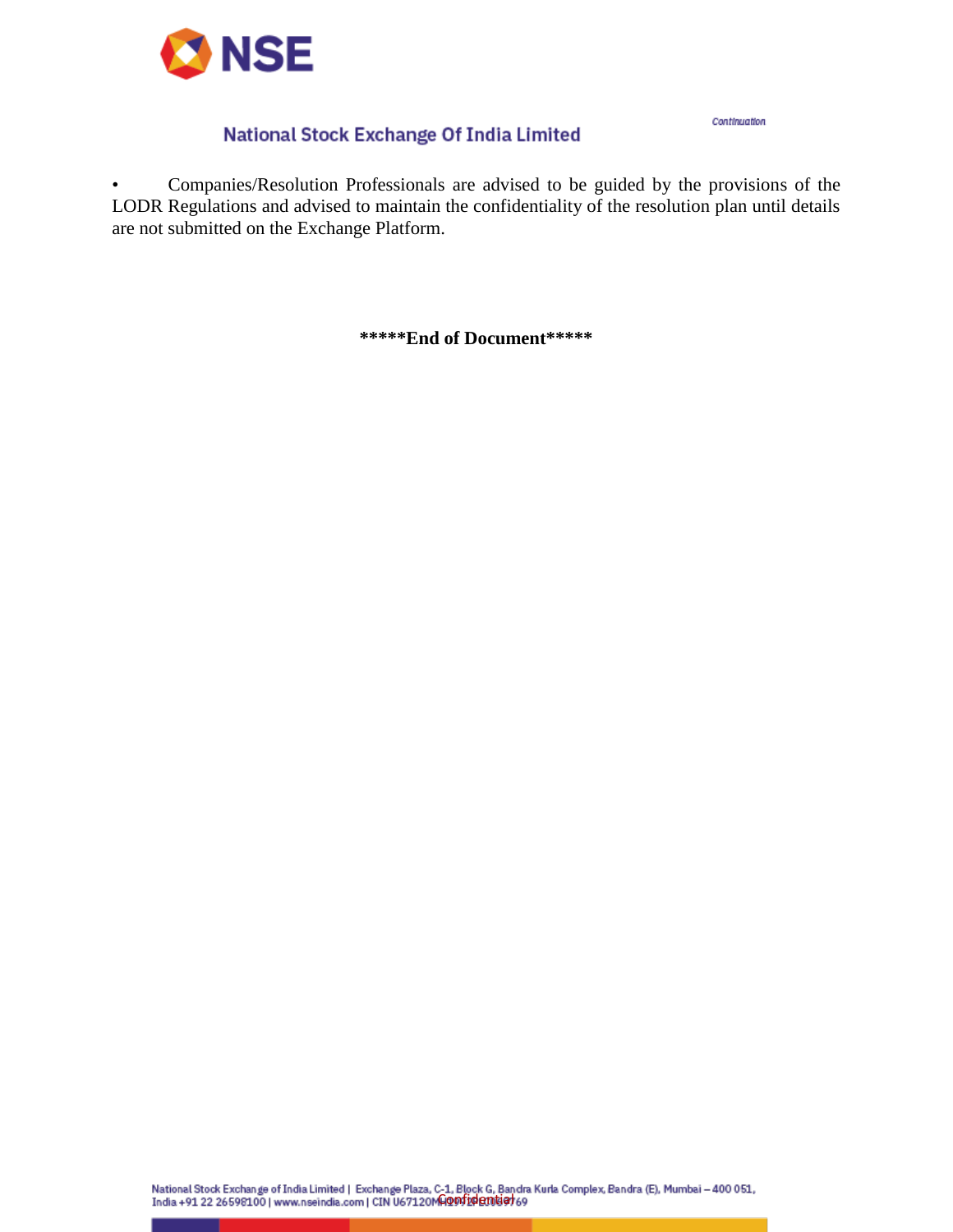- Companies/Resolution Professionals are advised to be guided by the provisions of the LODR Regulations and advised to maintain the confidentiality of the resolution plan until details are not submitted on the Exchange Platform.

**\*\*\*\*\*End of Document\*\*\*\*\***